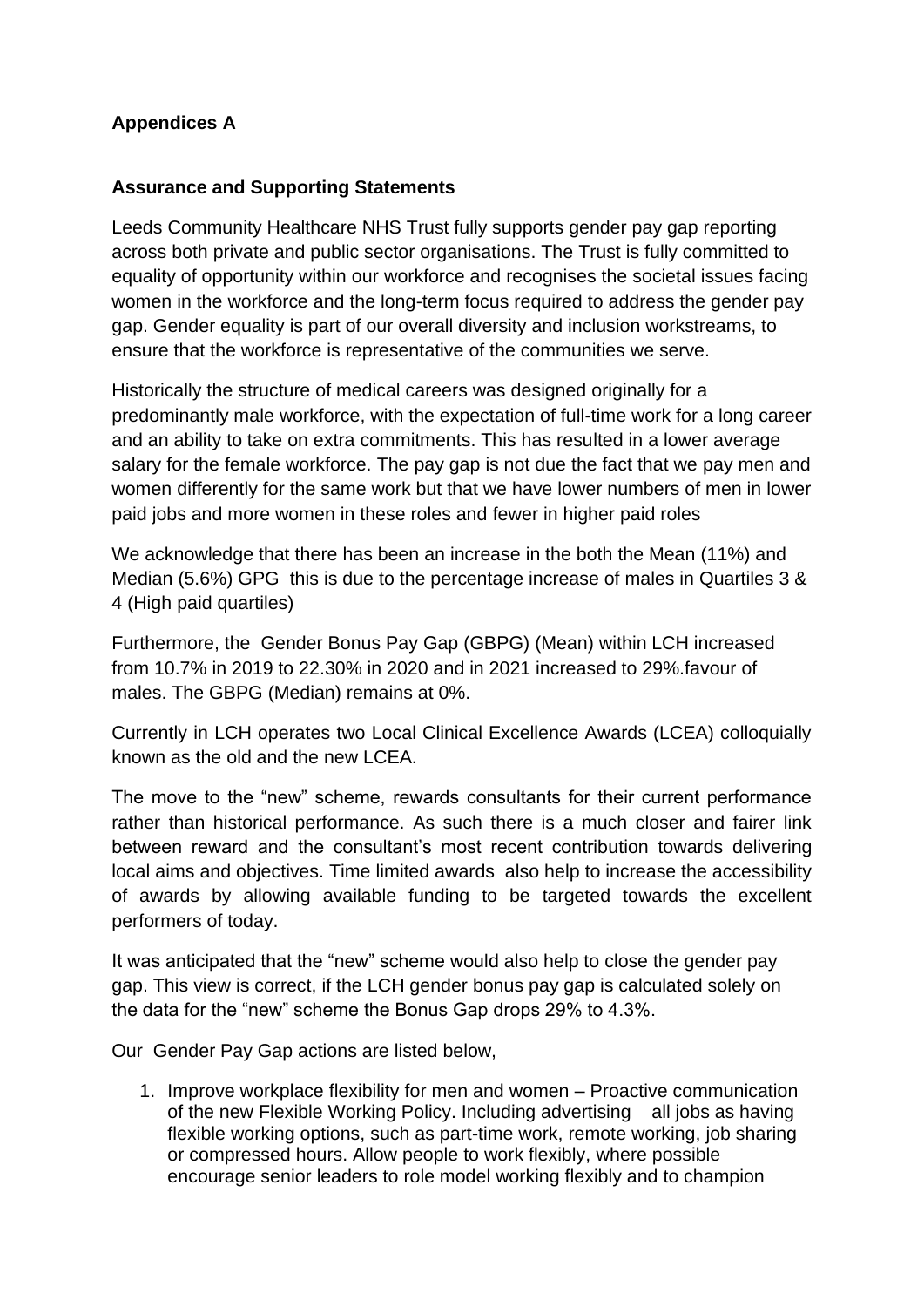**Appendices A**

**Assurance and Supporting Statements**

Leeds Community Healthcare NHS Trust fully supports gender pay gap reporting across both private and public sector organisations. The Trust is fully committed to equality of opportunity within our workforce and recognises the societal issues facing women in the workforce and the long-term focus required to address the gender pay gap. Gender equality is part of our overall diversity and inclusion workstreams, to ensure that the workforce is representative of the communities we serve.

Historically the structure of medical careers was designed originally for a predominantly male workforce, with the expectation of full-time work for a long career and an ability to take on extra commitments. This has resulted in a lower average salary for the female workforce. The pay gap is not due the fact that we pay men and women differently for the same work but that we have lower numbers of men in lower paid jobs and more women in these roles and fewer in higher paid roles

We acknowledge that there has been an increase in the both the Mean (11%) and Median (5.6%) GPG this is due to the percentage increase of males in Quartiles 3 & 4 (High paid quartiles)

Furthermore, the Gender Bonus Pay Gap (GBPG) (Mean) within LCH increased from 10.7% in 2019 to 22.30% in 2020 and in 2021 increased to 29%.favour of males. The GBPG (Median) remains at 0%.

Currently in LCH operates two Local Clinical Excellence Awards (LCEA) colloquially known as the old and the new LCEA.

The move to the "new" scheme, rewards consultants for their current performance rather than historical performance. As such there is a much closer and fairer link between reward and the consultant's most recent contribution towards delivering local aims and objectives. Time limited awards also help to increase the accessibility of awards by allowing available funding to be targeted towards the excellent performers of today.

It was anticipated that the "new" scheme would also help to close the gender pay gap. This view is correct, if the LCH gender bonus pay gap is calculated solely on the data for the "new" scheme the Bonus Gap drops 29% to 4.3%.

Our Gender Pay Gap actions are listed below,

1. Improve workplace flexibility for men and women – Proactive communication of the new Flexible Working Policy. Including advertising all jobs as having flexible working options, such as part-time work, remote working, job sharing or compressed hours. Allow people to work flexibly, where possible encourage senior leaders to role model working flexibly and to champion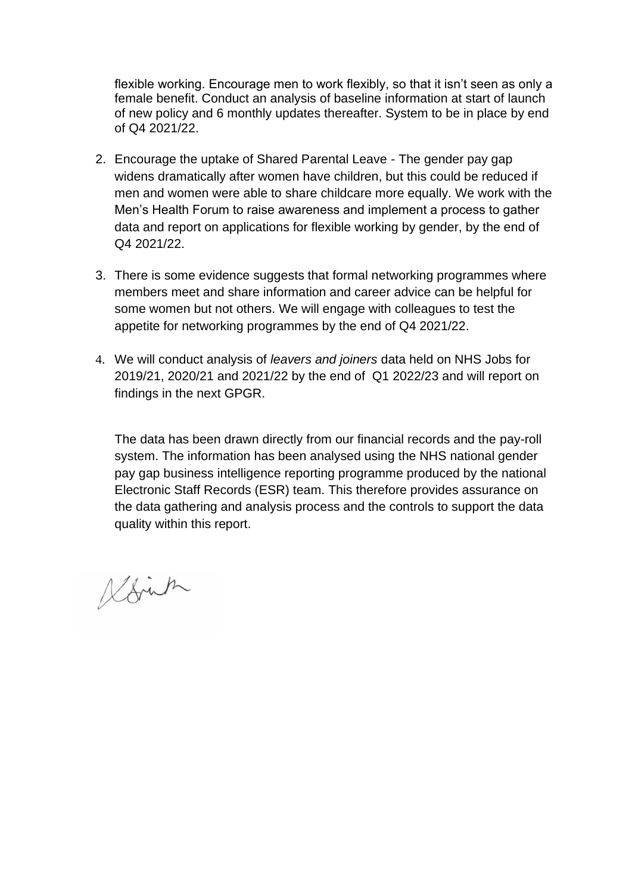flexible working. Encourage men to work flexibly, so that it isn't seen as only a female benefit. Conduct an analysis of baseline information at start of launch of new policy and 6 monthly updates thereafter. System to be in place by end of Q4 2021/22.

2. Encourage the uptake of Shared Parental Leave - The gender pay gap widens dramatically after women have children, but this could be reduced if men and women were able to share childcare more equally. We work with the Men's Health Forum to raise awareness and implement a process to gather data and report on applications for flexible working by gender, by the end of Q4 2021/22.

3. There is some evidence suggests that formal networking programmes where members meet and share information and career advice can be helpful for some women but not others. We will engage with colleagues to test the appetite for networking programmes by the end of Q4 2021/22.

4. We will conduct analysis of *leavers and joiners* data held on NHS Jobs for 2019/21, 2020/21 and 2021/22 by the end of Q1 2022/23 and will report on findings in the next GPGR.

The data has been drawn directly from our financial records and the pay-roll system. The information has been analysed using the NHS national gender pay gap business intelligence reporting programme produced by the national Electronic Staff Records (ESR) team. This therefore provides assurance on the data gathering and analysis process and the controls to support the data quality within this report.